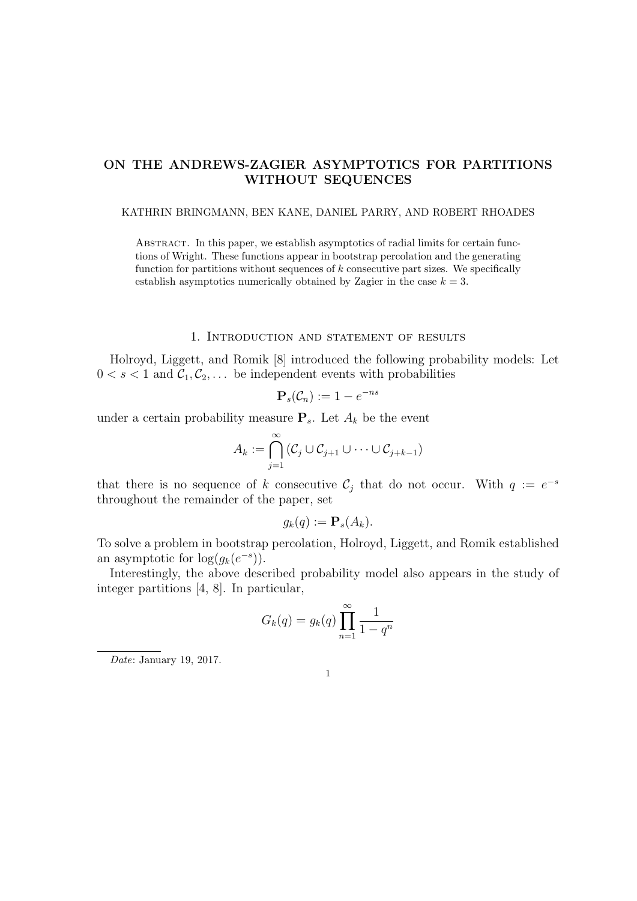# ON THE ANDREWS-ZAGIER ASYMPTOTICS FOR PARTITIONS WITHOUT SEQUENCES

KATHRIN BRINGMANN, BEN KANE, DANIEL PARRY, AND ROBERT RHOADES

**Abstract.** In this paper, we establish asymptotics of radial limits for certain functions of Wright. These functions appear in bootstrap percolation and the generating function for partitions without sequences of $k$ consecutive part sizes. We specifically establish asymptotics numerically obtained by Zagier in the case $k = 3$.

## 1. Introduction and statement of results

Holroyd, Liggett, and Romik [8] introduced the following probability models: Let $0 < s < 1$ and $\mathcal{C}_1, \mathcal{C}_2, \ldots$ be independent events with probabilities

$$\mathbf{P}_s(\mathcal{C}_n) := 1 - e^{-ns}$$

under a certain probability measure $\mathbf{P}_s$. Let $A_k$ be the event

$$A_k := \bigcap_{j=1}^{\infty} (\mathcal{C}_j \cup \mathcal{C}_{j+1} \cup \cdots \cup \mathcal{C}_{j+k-1})$$

that there is no sequence of $k$ consecutive $\mathcal{C}_j$ that do not occur. With $q := e^{-s}$ throughout the remainder of the paper, set

$$g_k(q) := \mathbf{P}_s(A_k).$$

To solve a problem in bootstrap percolation, Holroyd, Liggett, and Romik established an asymptotic for $\log(g_k(e^{-s}))$.

Interestingly, the above described probability model also appears in the study of integer partitions [4, 8]. In particular,

$$G_k(q) = g_k(q) \prod_{n=1}^{\infty} \frac{1}{1 - q^n}$$

*Date*: January 19, 2017.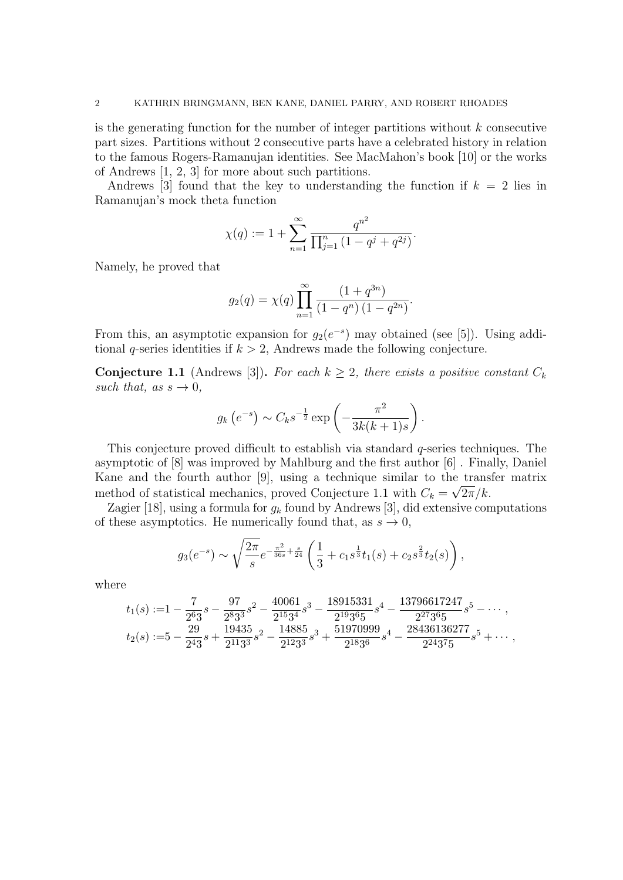is the generating function for the number of integer partitions without $k$ consecutive part sizes. Partitions without 2 consecutive parts have a celebrated history in relation to the famous Rogers-Ramanujan identities. See MacMahon's book [10] or the works of Andrews [1, 2, 3] for more about such partitions.

Andrews [3] found that the key to understanding the function if $k = 2$ lies in Ramanujan's mock theta function

$$\chi(q) := 1 + \sum_{n=1}^{\infty} \frac{q^{n^2}}{\prod_{j=1}^{n} (1 - q^j + q^{2j})}.$$

Namely, he proved that

$$g_2(q) = \chi(q) \prod_{n=1}^{\infty} \frac{(1 + q^{3n})}{(1 - q^n)(1 - q^{2n})}.$$

From this, an asymptotic expansion for $g_2(e^{-s})$ may obtained (see [5]). Using additional $q$-series identities if $k > 2$, Andrews made the following conjecture.

**Conjecture 1.1** (Andrews [3])**.** *For each $k \geq 2$, there exists a positive constant $C_k$ such that, as $s \to 0$,*

$$g_k\left(e^{-s}\right) \sim C_k s^{-\frac{1}{2}} \exp\left(-\frac{\pi^2}{3k(k+1)s}\right).$$

This conjecture proved difficult to establish via standard $q$-series techniques. The asymptotic of [8] was improved by Mahlburg and the first author [6] . Finally, Daniel Kane and the fourth author [9], using a technique similar to the transfer matrix method of statistical mechanics, proved Conjecture 1.1 with $C_k = \sqrt{2\pi}/k$.

Zagier [18], using a formula for $g_k$ found by Andrews [3], did extensive computations of these asymptotics. He numerically found that, as $s \to 0$,

$$g_3(e^{-s}) \sim \sqrt{\frac{2\pi}{s}} e^{-\frac{\pi^2}{36s} + \frac{s}{24}} \left(\frac{1}{3} + c_1 s^{\frac{1}{3}} t_1(s) + c_2 s^{\frac{2}{3}} t_2(s)\right),$$

where

$$\begin{aligned}
t_1(s) :=& 1 - \frac{7}{2^6 3} s - \frac{97}{2^8 3^3} s^2 - \frac{40061}{2^{15} 3^4} s^3 - \frac{18915331}{2^{19} 3^6 5} s^4 - \frac{13796617247}{2^{27} 3^6 5} s^5 - \cdots, \\
t_2(s) :=& 5 - \frac{29}{2^4 3} s + \frac{19435}{2^{11} 3^3} s^2 - \frac{14885}{2^{12} 3^3} s^3 + \frac{51970999}{2^{18} 3^6} s^4 - \frac{28436136277}{2^{24} 3^7 5} s^5 + \cdots,
\end{aligned}$$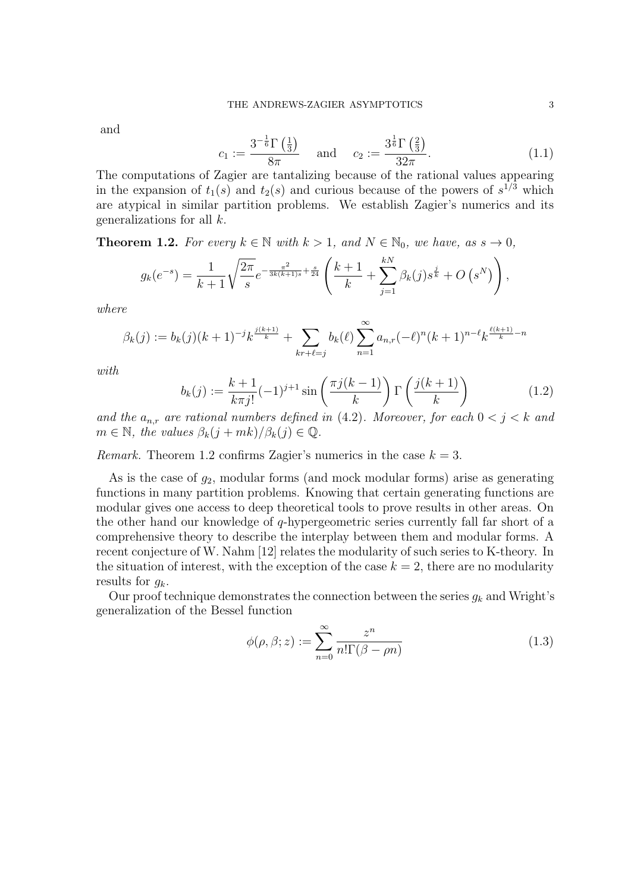and

$$c_1 := \frac{3^{-\frac{1}{6}}\Gamma\left(\frac{1}{3}\right)}{8\pi} \quad \text{and} \quad c_2 := \frac{3^{\frac{1}{6}}\Gamma\left(\frac{2}{3}\right)}{32\pi}. \tag{1.1}$$

The computations of Zagier are tantalizing because of the rational values appearing in the expansion of $t_1(s)$ and $t_2(s)$ and curious because of the powers of $s^{1/3}$ which are atypical in similar partition problems. We establish Zagier's numerics and its generalizations for all $k$.

**Theorem 1.2.** *For every $k \in \mathbb{N}$ with $k > 1$, and $N \in \mathbb{N}_0$, we have, as $s \to 0$,*

$$g_k(e^{-s}) = \frac{1}{k+1}\sqrt{\frac{2\pi}{s}}e^{-\frac{\pi^2}{3k(k+1)s}+\frac{s}{24}}\left(\frac{k+1}{k} + \sum_{j=1}^{kN}\beta_k(j)s^{\frac{j}{k}} + O\left(s^N\right)\right),$$

*where*

$$\beta_k(j) := b_k(j)(k+1)^{-j}k^{\frac{j(k+1)}{k}} + \sum_{kr+\ell=j} b_k(\ell)\sum_{n=1}^{\infty} a_{n,r}(-\ell)^n(k+1)^{n-\ell}k^{\frac{\ell(k+1)}{k}-n}$$

*with*

$$b_k(j) := \frac{k+1}{k\pi j!}(-1)^{j+1}\sin\left(\frac{\pi j(k-1)}{k}\right)\Gamma\left(\frac{j(k+1)}{k}\right) \tag{1.2}$$

*and the $a_{n,r}$ are rational numbers defined in* (4.2)*. Moreover, for each $0 < j < k$ and $m \in \mathbb{N}$, the values $\beta_k(j + mk)/\beta_k(j) \in \mathbb{Q}$.*

*Remark.* Theorem 1.2 confirms Zagier's numerics in the case $k = 3$.

As is the case of $g_2$, modular forms (and mock modular forms) arise as generating functions in many partition problems. Knowing that certain generating functions are modular gives one access to deep theoretical tools to prove results in other areas. On the other hand our knowledge of $q$-hypergeometric series currently fall far short of a comprehensive theory to describe the interplay between them and modular forms. A recent conjecture of W. Nahm [12] relates the modularity of such series to K-theory. In the situation of interest, with the exception of the case $k = 2$, there are no modularity results for $g_k$.

Our proof technique demonstrates the connection between the series $g_k$ and Wright's generalization of the Bessel function

$$\phi(\rho, \beta; z) := \sum_{n=0}^{\infty}\frac{z^n}{n!\Gamma(\beta - \rho n)} \tag{1.3}$$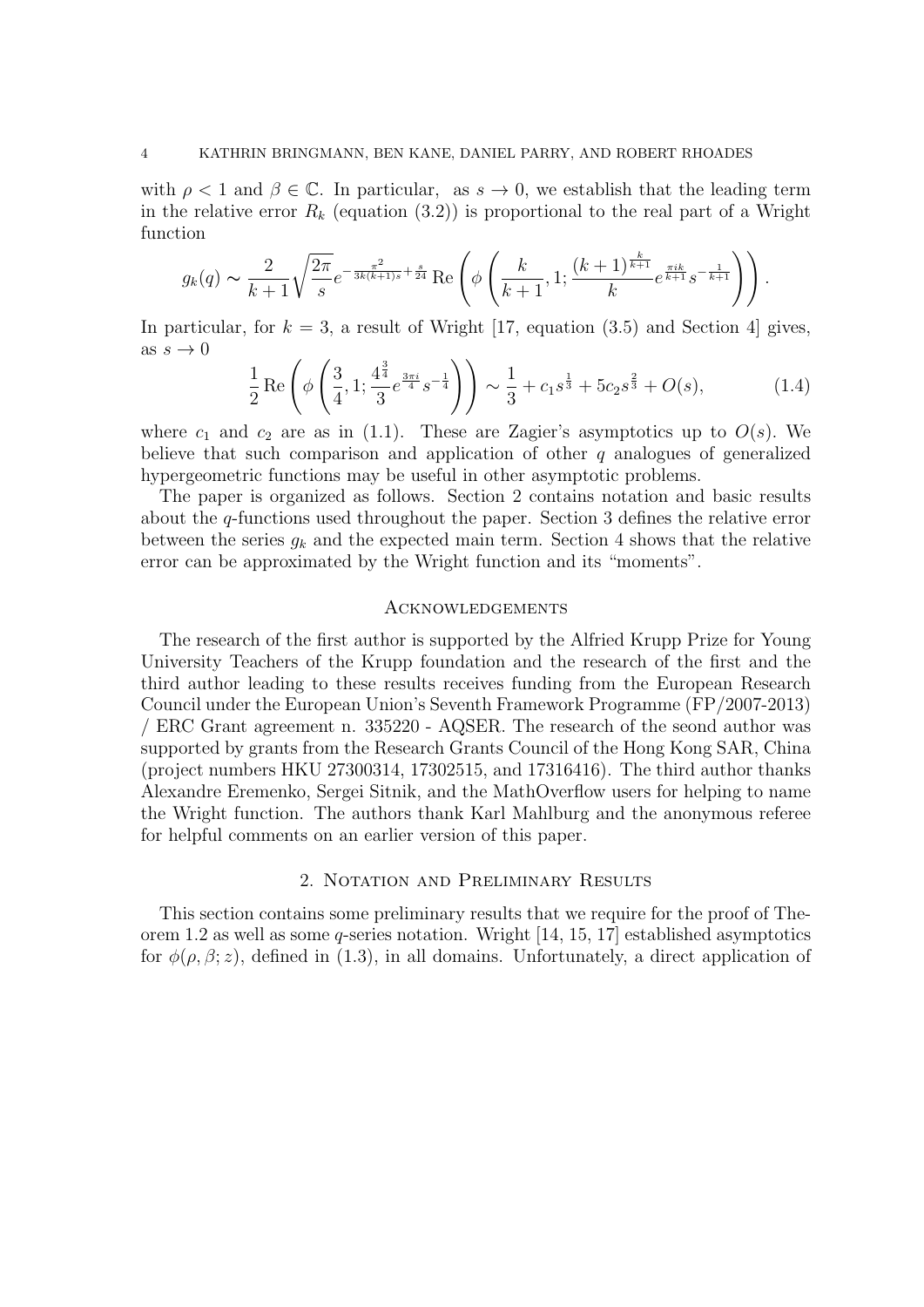with $\rho < 1$ and $\beta \in \mathbb{C}$. In particular, as $s \to 0$, we establish that the leading term in the relative error $R_k$ (equation (3.2)) is proportional to the real part of a Wright function

$$g_k(q) \sim \frac{2}{k+1}\sqrt{\frac{2\pi}{s}}e^{-\frac{\pi^2}{3k(k+1)s}+\frac{s}{24}}\operatorname{Re}\left(\phi\left(\frac{k}{k+1}, 1; \frac{(k+1)^{\frac{k}{k+1}}}{k}e^{\frac{\pi i k}{k+1}}s^{-\frac{1}{k+1}}\right)\right).$$

In particular, for $k = 3$, a result of Wright [17, equation (3.5) and Section 4] gives, as $s \to 0$

$$\frac{1}{2}\operatorname{Re}\left(\phi\left(\frac{3}{4}, 1; \frac{4^{\frac{3}{4}}}{3}e^{\frac{3\pi i}{4}}s^{-\frac{1}{4}}\right)\right) \sim \frac{1}{3} + c_1 s^{\frac{1}{3}} + 5c_2 s^{\frac{2}{3}} + O(s), \tag{1.4}$$

where $c_1$ and $c_2$ are as in (1.1). These are Zagier's asymptotics up to $O(s)$. We believe that such comparison and application of other $q$ analogues of generalized hypergeometric functions may be useful in other asymptotic problems.

The paper is organized as follows. Section 2 contains notation and basic results about the $q$-functions used throughout the paper. Section 3 defines the relative error between the series $g_k$ and the expected main term. Section 4 shows that the relative error can be approximated by the Wright function and its "moments".

## Acknowledgements

The research of the first author is supported by the Alfried Krupp Prize for Young University Teachers of the Krupp foundation and the research of the first and the third author leading to these results receives funding from the European Research Council under the European Union's Seventh Framework Programme (FP/2007-2013) / ERC Grant agreement n. 335220 - AQSER. The research of the seond author was supported by grants from the Research Grants Council of the Hong Kong SAR, China (project numbers HKU 27300314, 17302515, and 17316416). The third author thanks Alexandre Eremenko, Sergei Sitnik, and the MathOverflow users for helping to name the Wright function. The authors thank Karl Mahlburg and the anonymous referee for helpful comments on an earlier version of this paper.

## 2. Notation and Preliminary Results

This section contains some preliminary results that we require for the proof of Theorem 1.2 as well as some $q$-series notation. Wright [14, 15, 17] established asymptotics for $\phi(\rho, \beta; z)$, defined in (1.3), in all domains. Unfortunately, a direct application of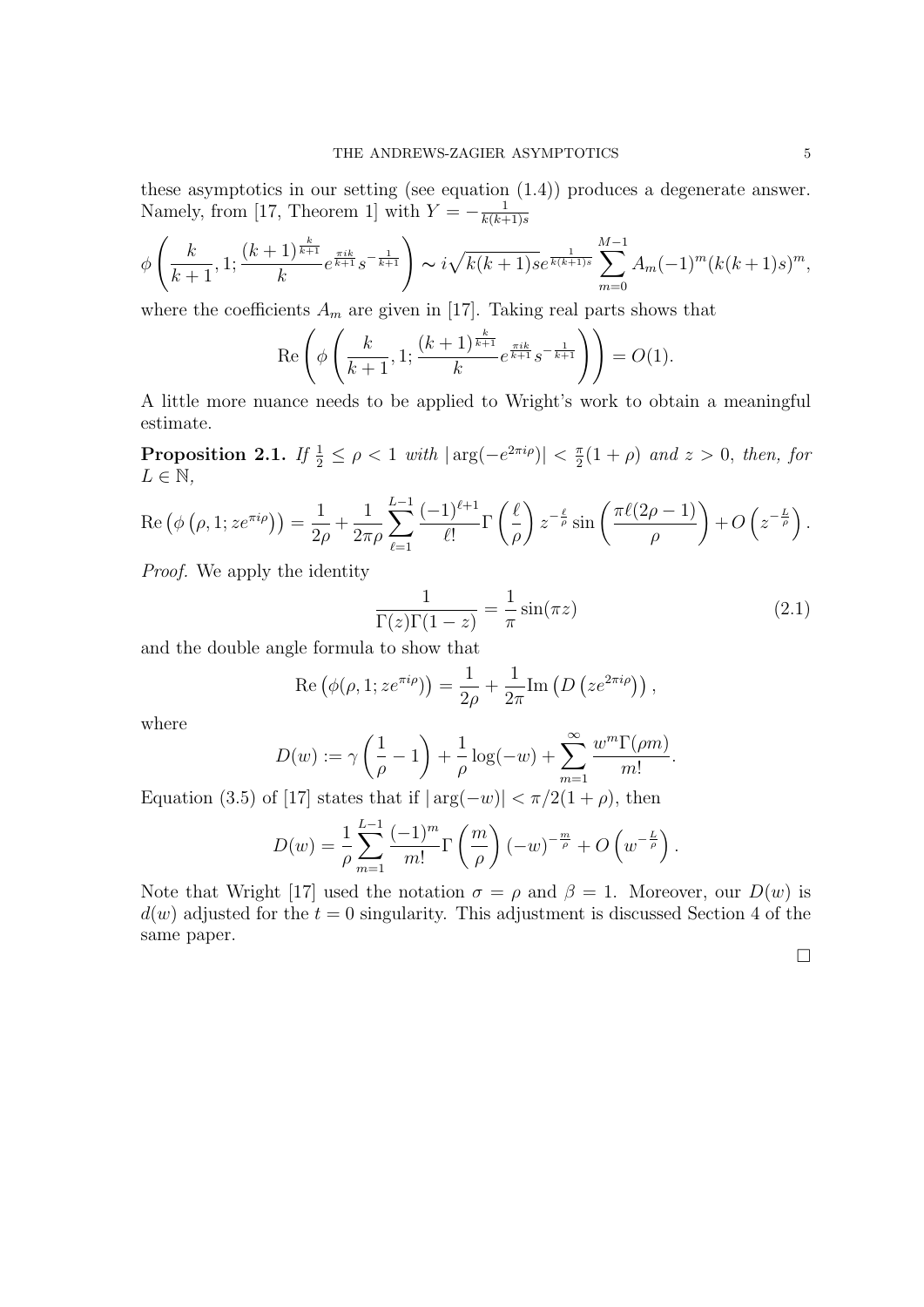these asymptotics in our setting (see equation (1.4)) produces a degenerate answer. Namely, from [17, Theorem 1] with $Y = -\frac{1}{k(k+1)s}$

$$\phi\left(\frac{k}{k+1}, 1; \frac{(k+1)^{\frac{k}{k+1}}}{k} e^{\frac{\pi i k}{k+1}} s^{-\frac{1}{k+1}}\right) \sim i\sqrt{k(k+1)s}\, e^{\frac{1}{k(k+1)s}} \sum_{m=0}^{M-1} A_m (-1)^m (k(k+1)s)^m,$$

where the coefficients $A_m$ are given in [17]. Taking real parts shows that

$$\mathrm{Re}\left(\phi\left(\frac{k}{k+1}, 1; \frac{(k+1)^{\frac{k}{k+1}}}{k} e^{\frac{\pi i k}{k+1}} s^{-\frac{1}{k+1}}\right)\right) = O(1).$$

A little more nuance needs to be applied to Wright's work to obtain a meaningful estimate.

**Proposition 2.1.** *If $\frac{1}{2} \leq \rho < 1$ with $|\arg(-e^{2\pi i\rho})| < \frac{\pi}{2}(1+\rho)$ and $z > 0$, then, for $L \in \mathbb{N}$,*

$$\mathrm{Re}\left(\phi\left(\rho, 1; ze^{\pi i\rho}\right)\right) = \frac{1}{2\rho} + \frac{1}{2\pi\rho} \sum_{\ell=1}^{L-1} \frac{(-1)^{\ell+1}}{\ell!} \Gamma\left(\frac{\ell}{\rho}\right) z^{-\frac{\ell}{\rho}} \sin\left(\frac{\pi\ell(2\rho-1)}{\rho}\right) + O\left(z^{-\frac{L}{\rho}}\right).$$

*Proof.* We apply the identity

$$\frac{1}{\Gamma(z)\Gamma(1-z)} = \frac{1}{\pi}\sin(\pi z) \tag{2.1}$$

and the double angle formula to show that

$$\mathrm{Re}\left(\phi(\rho, 1; ze^{\pi i\rho})\right) = \frac{1}{2\rho} + \frac{1}{2\pi}\mathrm{Im}\left(D\left(ze^{2\pi i\rho}\right)\right),$$

where

$$D(w) := \gamma\left(\frac{1}{\rho} - 1\right) + \frac{1}{\rho}\log(-w) + \sum_{m=1}^{\infty} \frac{w^m \Gamma(\rho m)}{m!}.$$

Equation (3.5) of [17] states that if $|\arg(-w)| < \pi/2(1+\rho)$, then

$$D(w) = \frac{1}{\rho}\sum_{m=1}^{L-1} \frac{(-1)^m}{m!}\Gamma\left(\frac{m}{\rho}\right)(-w)^{-\frac{m}{\rho}} + O\left(w^{-\frac{L}{\rho}}\right).$$

Note that Wright [17] used the notation $\sigma = \rho$ and $\beta = 1$. Moreover, our $D(w)$ is $d(w)$ adjusted for the $t = 0$ singularity. This adjustment is discussed Section 4 of the same paper.

□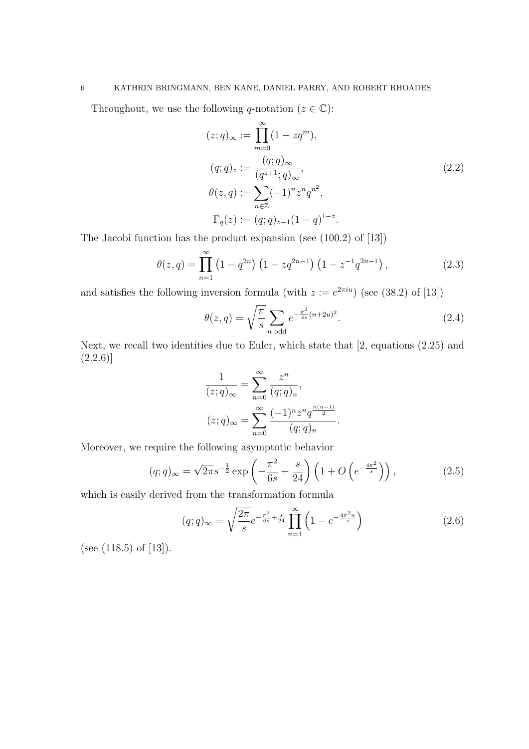Throughout, we use the following $q$-notation ($z \in \mathbb{C}$):

$$
\begin{aligned}
(z;q)_\infty &:= \prod_{m=0}^{\infty} (1 - zq^m), \\
(q;q)_z &:= \frac{(q;q)_\infty}{(q^{z+1};q)_\infty}, \\
\theta(z,q) &:= \sum_{n \in \mathbb{Z}} (-1)^n z^n q^{n^2}, \\
\Gamma_q(z) &:= (q;q)_{z-1} (1-q)^{1-z}.
\end{aligned}
\tag{2.2}
$$

The Jacobi function has the product expansion (see (100.2) of [13])

$$
\theta(z,q) = \prod_{n=1}^{\infty} \left(1 - q^{2n}\right)\left(1 - zq^{2n-1}\right)\left(1 - z^{-1} q^{2n-1}\right), \tag{2.3}
$$

and satisfies the following inversion formula (with $z := e^{2\pi i u}$) (see (38.2) of [13])

$$
\theta(z,q) = \sqrt{\frac{\pi}{s}} \sum_{n \text{ odd}} e^{-\frac{\pi^2}{4s}(n+2u)^2}. \tag{2.4}
$$

Next, we recall two identities due to Euler, which state that [2, equations (2.25) and (2.2.6)]

$$
\begin{aligned}
\frac{1}{(z;q)_\infty} &= \sum_{n=0}^{\infty} \frac{z^n}{(q;q)_n}, \\
(z;q)_\infty &= \sum_{n=0}^{\infty} \frac{(-1)^n z^n q^{\frac{n(n-1)}{2}}}{(q;q)_n}.
\end{aligned}
$$

Moreover, we require the following asymptotic behavior

$$
(q;q)_\infty = \sqrt{2\pi} s^{-\frac{1}{2}} \exp\left(-\frac{\pi^2}{6s} + \frac{s}{24}\right)\left(1 + O\left(e^{-\frac{4\pi^2}{s}}\right)\right), \tag{2.5}
$$

which is easily derived from the transformation formula

$$
(q;q)_\infty = \sqrt{\frac{2\pi}{s}} e^{-\frac{\pi^2}{6s} + \frac{s}{24}} \prod_{n=1}^{\infty} \left(1 - e^{-\frac{4\pi^2 n}{s}}\right) \tag{2.6}
$$

(see (118.5) of [13]).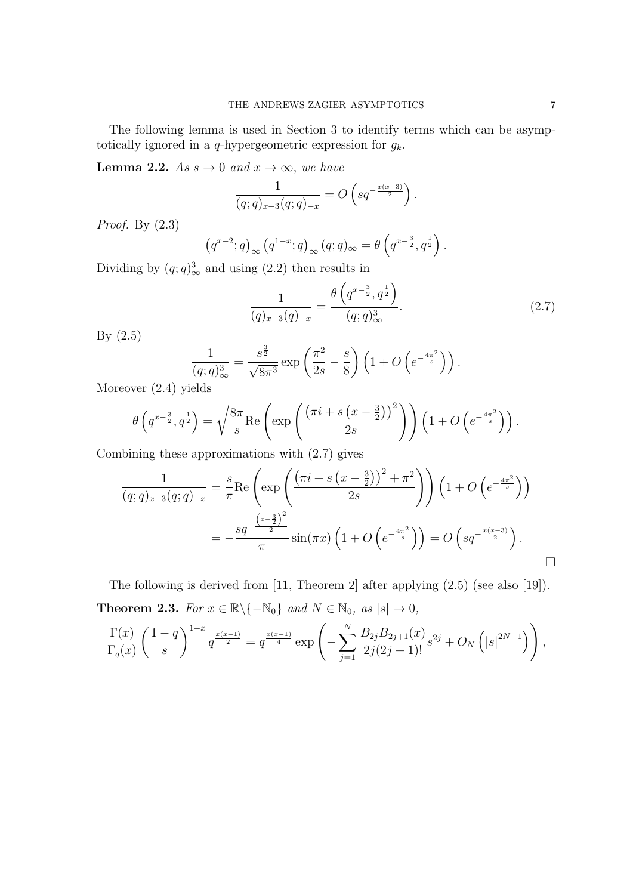The following lemma is used in Section 3 to identify terms which can be asymptotically ignored in a $q$-hypergeometric expression for $g_k$.

**Lemma 2.2.** *As $s \to 0$ and $x \to \infty$, we have*

$$\frac{1}{(q;q)_{x-3}(q;q)_{-x}} = O\left(sq^{-\frac{x(x-3)}{2}}\right).$$

*Proof.* By (2.3)

$$\left(q^{x-2};q\right)_\infty \left(q^{1-x};q\right)_\infty (q;q)_\infty = \theta\left(q^{x-\frac{3}{2}}, q^{\frac{1}{2}}\right).$$

Dividing by $(q;q)_\infty^3$ and using (2.2) then results in

$$\frac{1}{(q)_{x-3}(q)_{-x}} = \frac{\theta\left(q^{x-\frac{3}{2}}, q^{\frac{1}{2}}\right)}{(q;q)_\infty^3}. \tag{2.7}$$

By (2.5)

$$\frac{1}{(q;q)_\infty^3} = \frac{s^{\frac{3}{2}}}{\sqrt{8\pi^3}} \exp\left(\frac{\pi^2}{2s} - \frac{s}{8}\right)\left(1 + O\left(e^{-\frac{4\pi^2}{s}}\right)\right).$$

Moreover (2.4) yields

$$\theta\left(q^{x-\frac{3}{2}}, q^{\frac{1}{2}}\right) = \sqrt{\frac{8\pi}{s}} \mathrm{Re}\left(\exp\left(\frac{\left(\pi i + s\left(x - \frac{3}{2}\right)\right)^2}{2s}\right)\right)\left(1 + O\left(e^{-\frac{4\pi^2}{s}}\right)\right).$$

Combining these approximations with (2.7) gives

$$\begin{aligned}
\frac{1}{(q;q)_{x-3}(q;q)_{-x}} &= \frac{s}{\pi} \mathrm{Re}\left(\exp\left(\frac{\left(\pi i + s\left(x - \frac{3}{2}\right)\right)^2 + \pi^2}{2s}\right)\right)\left(1 + O\left(e^{-\frac{4\pi^2}{s}}\right)\right) \\
&= -\frac{sq^{-\frac{\left(x-\frac{3}{2}\right)^2}{2}}}{\pi} \sin(\pi x)\left(1 + O\left(e^{-\frac{4\pi^2}{s}}\right)\right) = O\left(sq^{-\frac{x(x-3)}{2}}\right).
\end{aligned}$$

$\square$

The following is derived from [11, Theorem 2] after applying (2.5) (see also [19]).

**Theorem 2.3.** *For $x \in \mathbb{R}\backslash\{-\mathbb{N}_0\}$ and $N \in \mathbb{N}_0$, as $|s| \to 0$,*

$$\frac{\Gamma(x)}{\Gamma_q(x)}\left(\frac{1-q}{s}\right)^{1-x} q^{\frac{x(x-1)}{2}} = q^{\frac{x(x-1)}{4}} \exp\left(-\sum_{j=1}^{N} \frac{B_{2j}B_{2j+1}(x)}{2j(2j+1)!}s^{2j} + O_N\left(|s|^{2N+1}\right)\right),$$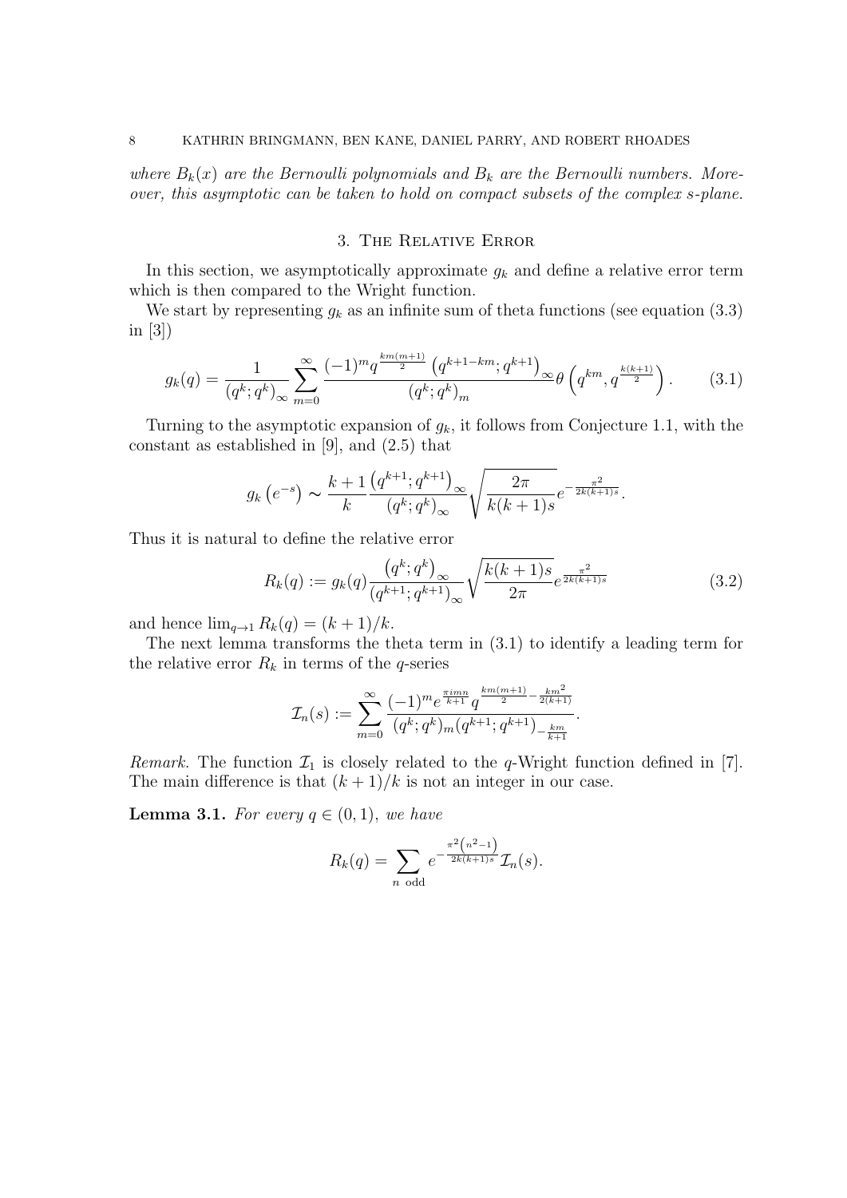*where $B_k(x)$ are the Bernoulli polynomials and $B_k$ are the Bernoulli numbers. Moreover, this asymptotic can be taken to hold on compact subsets of the complex $s$-plane.*

## 3. The Relative Error

In this section, we asymptotically approximate $g_k$ and define a relative error term which is then compared to the Wright function.

We start by representing $g_k$ as an infinite sum of theta functions (see equation (3.3) in [3])

$$g_k(q) = \frac{1}{(q^k;q^k)_\infty} \sum_{m=0}^{\infty} \frac{(-1)^m q^{\frac{km(m+1)}{2}} \left(q^{k+1-km};q^{k+1}\right)_\infty}{\left(q^k;q^k\right)_m} \theta\left(q^{km}, q^{\frac{k(k+1)}{2}}\right). \tag{3.1}$$

Turning to the asymptotic expansion of $g_k$, it follows from Conjecture 1.1, with the constant as established in [9], and (2.5) that

$$g_k\left(e^{-s}\right) \sim \frac{k+1}{k} \frac{\left(q^{k+1};q^{k+1}\right)_\infty}{\left(q^k;q^k\right)_\infty} \sqrt{\frac{2\pi}{k(k+1)s}} e^{-\frac{\pi^2}{2k(k+1)s}}.$$

Thus it is natural to define the relative error

$$R_k(q) := g_k(q) \frac{\left(q^k;q^k\right)_\infty}{\left(q^{k+1};q^{k+1}\right)_\infty} \sqrt{\frac{k(k+1)s}{2\pi}} e^{\frac{\pi^2}{2k(k+1)s}} \tag{3.2}$$

and hence $\lim_{q\to 1} R_k(q) = (k+1)/k$.

The next lemma transforms the theta term in (3.1) to identify a leading term for the relative error $R_k$ in terms of the $q$-series

$$\mathcal{I}_n(s) := \sum_{m=0}^{\infty} \frac{(-1)^m e^{\frac{\pi i m n}{k+1}} q^{\frac{km(m+1)}{2} - \frac{km^2}{2(k+1)}}}{(q^k;q^k)_m (q^{k+1};q^{k+1})_{-\frac{km}{k+1}}}.$$

*Remark.* The function $\mathcal{I}_1$ is closely related to the $q$-Wright function defined in [7]. The main difference is that $(k+1)/k$ is not an integer in our case.

**Lemma 3.1.** *For every $q \in (0,1)$, we have*

$$R_k(q) = \sum_{n \text{ odd}} e^{-\frac{\pi^2\left(n^2-1\right)}{2k(k+1)s}} \mathcal{I}_n(s).$$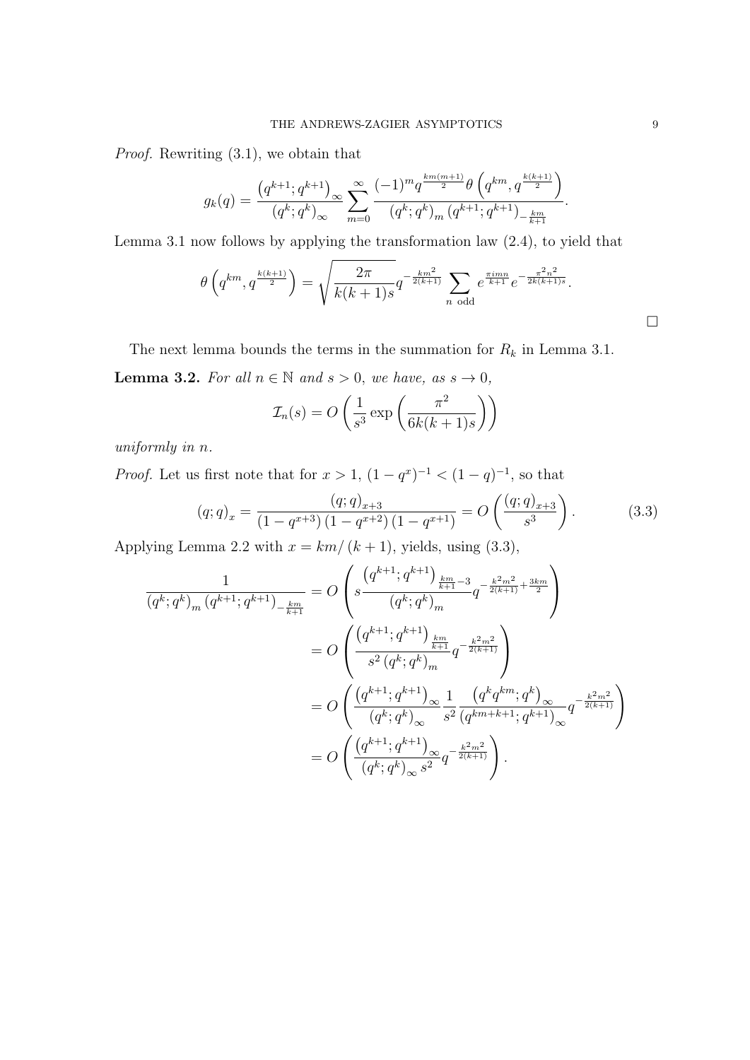*Proof.* Rewriting (3.1), we obtain that

$$g_k(q) = \frac{\left(q^{k+1};q^{k+1}\right)_\infty}{\left(q^k;q^k\right)_\infty} \sum_{m=0}^{\infty} \frac{(-1)^m q^{\frac{km(m+1)}{2}} \theta\left(q^{km}, q^{\frac{k(k+1)}{2}}\right)}{\left(q^k;q^k\right)_m \left(q^{k+1};q^{k+1}\right)_{-\frac{km}{k+1}}}.$$

Lemma 3.1 now follows by applying the transformation law (2.4), to yield that

$$\theta\left(q^{km}, q^{\frac{k(k+1)}{2}}\right) = \sqrt{\frac{2\pi}{k(k+1)s}} q^{-\frac{km^2}{2(k+1)}} \sum_{n \text{ odd}} e^{\frac{\pi i mn}{k+1}} e^{-\frac{\pi^2 n^2}{2k(k+1)s}}.$$

$\square$

The next lemma bounds the terms in the summation for $R_k$ in Lemma 3.1.

**Lemma 3.2.** *For all $n \in \mathbb{N}$ and $s > 0$, we have, as $s \to 0$,*

$$\mathcal{I}_n(s) = O\left(\frac{1}{s^3} \exp\left(\frac{\pi^2}{6k(k+1)s}\right)\right)$$

*uniformly in $n$.*

*Proof.* Let us first note that for $x > 1$, $(1-q^x)^{-1} < (1-q)^{-1}$, so that

$$(q;q)_x = \frac{(q;q)_{x+3}}{(1-q^{x+3})(1-q^{x+2})(1-q^{x+1})} = O\left(\frac{(q;q)_{x+3}}{s^3}\right). \tag{3.3}$$

Applying Lemma 2.2 with $x = km/(k+1)$, yields, using (3.3),

$$\begin{aligned}
\frac{1}{\left(q^k;q^k\right)_m \left(q^{k+1};q^{k+1}\right)_{-\frac{km}{k+1}}} &= O\left(s \frac{\left(q^{k+1};q^{k+1}\right)_{\frac{km}{k+1}-3}}{\left(q^k;q^k\right)_m} q^{-\frac{k^2m^2}{2(k+1)}+\frac{3km}{2}}\right) \\
&= O\left(\frac{\left(q^{k+1};q^{k+1}\right)_{\frac{km}{k+1}}}{s^2\left(q^k;q^k\right)_m} q^{-\frac{k^2m^2}{2(k+1)}}\right) \\
&= O\left(\frac{\left(q^{k+1};q^{k+1}\right)_\infty}{\left(q^k;q^k\right)_\infty} \frac{1}{s^2} \frac{\left(q^k q^{km};q^k\right)_\infty}{\left(q^{km+k+1};q^{k+1}\right)_\infty} q^{-\frac{k^2m^2}{2(k+1)}}\right) \\
&= O\left(\frac{\left(q^{k+1};q^{k+1}\right)_\infty}{\left(q^k;q^k\right)_\infty s^2} q^{-\frac{k^2m^2}{2(k+1)}}\right).
\end{aligned}$$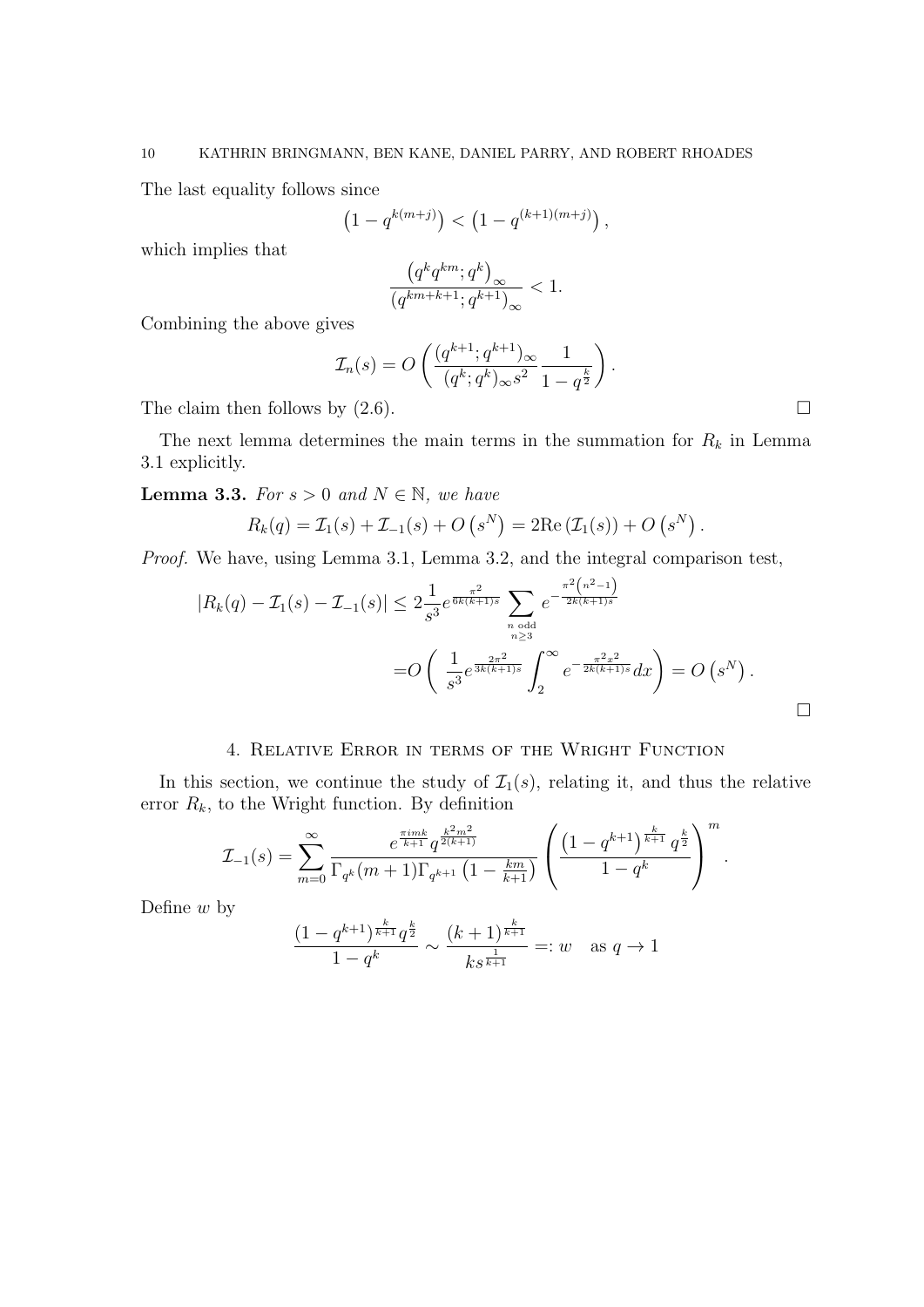The last equality follows since

$$\left(1-q^{k(m+j)}\right) < \left(1-q^{(k+1)(m+j)}\right),$$

which implies that

$$\frac{\left(q^k q^{km}; q^k\right)_\infty}{\left(q^{km+k+1}; q^{k+1}\right)_\infty} < 1.$$

Combining the above gives

$$\mathcal{I}_n(s) = O\left(\frac{(q^{k+1}; q^{k+1})_\infty}{(q^k; q^k)_\infty s^2} \frac{1}{1-q^{\frac{k}{2}}}\right).$$

The claim then follows by (2.6). $\square$

The next lemma determines the main terms in the summation for $R_k$ in Lemma 3.1 explicitly.

**Lemma 3.3.** *For $s > 0$ and $N \in \mathbb{N}$, we have*

$$R_k(q) = \mathcal{I}_1(s) + \mathcal{I}_{-1}(s) + O\left(s^N\right) = 2\mathrm{Re}\left(\mathcal{I}_1(s)\right) + O\left(s^N\right).$$

*Proof.* We have, using Lemma 3.1, Lemma 3.2, and the integral comparison test,

$$\begin{aligned}
|R_k(q) - \mathcal{I}_1(s) - \mathcal{I}_{-1}(s)| &\leq 2\frac{1}{s^3} e^{\frac{\pi^2}{6k(k+1)s}} \sum_{\substack{n \text{ odd} \\ n \geq 3}} e^{-\frac{\pi^2\left(n^2-1\right)}{2k(k+1)s}} \\
&= O\left(\frac{1}{s^3} e^{\frac{2\pi^2}{3k(k+1)s}} \int_2^\infty e^{-\frac{\pi^2 x^2}{2k(k+1)s}} dx\right) = O\left(s^N\right).
\end{aligned}$$

$\square$

## 4. Relative Error in terms of the Wright Function

In this section, we continue the study of $\mathcal{I}_1(s)$, relating it, and thus the relative error $R_k$, to the Wright function. By definition

$$\mathcal{I}_{-1}(s) = \sum_{m=0}^\infty \frac{e^{\frac{\pi i m k}{k+1}} q^{\frac{k^2 m^2}{2(k+1)}}}{\Gamma_{q^k}(m+1)\Gamma_{q^{k+1}}\left(1-\frac{km}{k+1}\right)} \left(\frac{\left(1-q^{k+1}\right)^{\frac{k}{k+1}} q^{\frac{k}{2}}}{1-q^k}\right)^m.$$

Define $w$ by

$$\frac{(1-q^{k+1})^{\frac{k}{k+1}} q^{\frac{k}{2}}}{1-q^k} \sim \frac{(k+1)^{\frac{k}{k+1}}}{k s^{\frac{1}{k+1}}} =: w \quad \text{as } q \to 1$$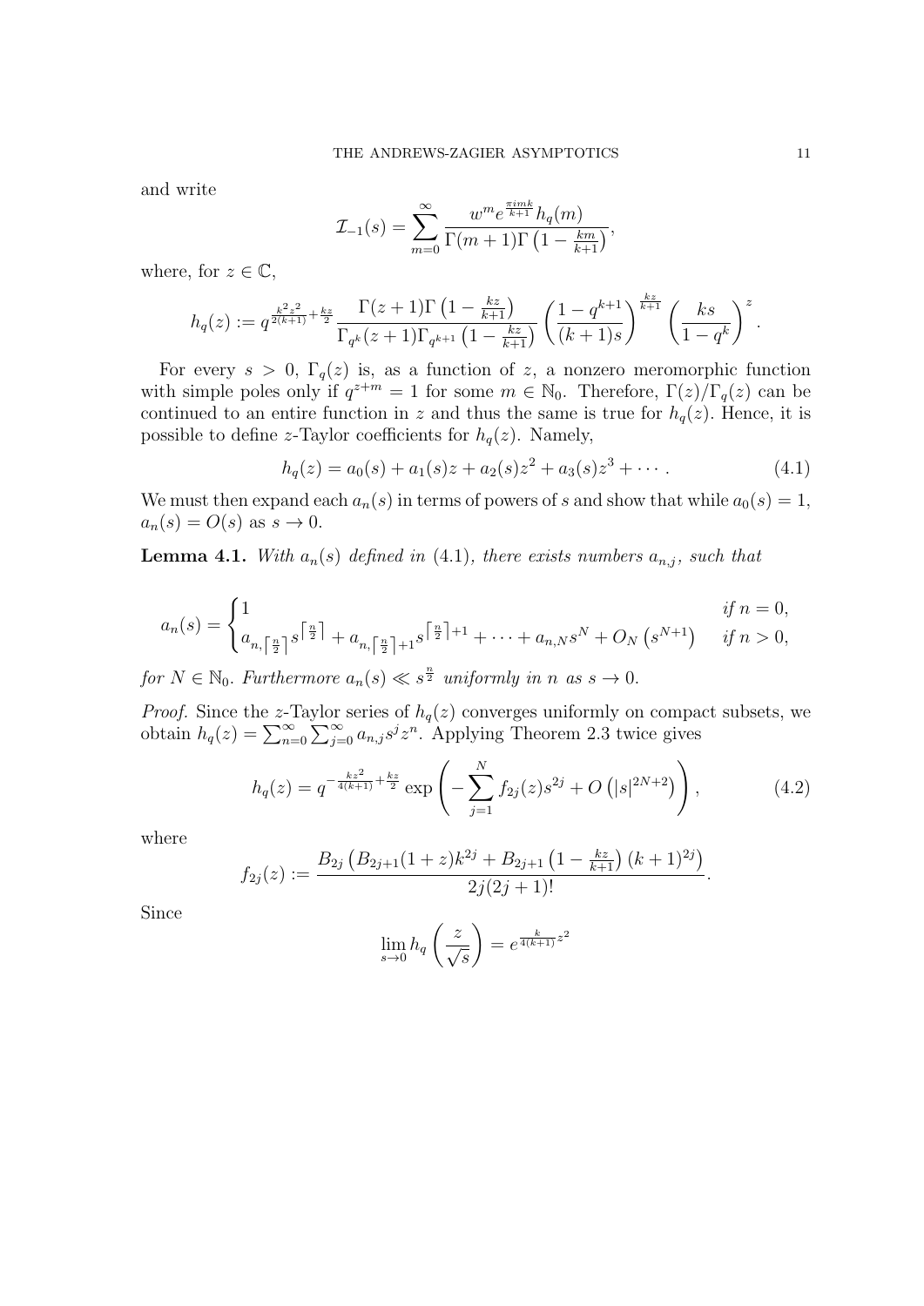and write

$$\mathcal{I}_{-1}(s)=\sum_{m=0}^{\infty}\frac{w^m e^{\frac{\pi i m k}{k+1}}h_q(m)}{\Gamma(m+1)\Gamma\left(1-\frac{km}{k+1}\right)},$$

where, for $z\in\mathbb{C}$,

$$h_q(z):=q^{\frac{k^2z^2}{2(k+1)}+\frac{kz}{2}}\frac{\Gamma(z+1)\Gamma\left(1-\frac{kz}{k+1}\right)}{\Gamma_{q^k}(z+1)\Gamma_{q^{k+1}}\left(1-\frac{kz}{k+1}\right)}\left(\frac{1-q^{k+1}}{(k+1)s}\right)^{\frac{kz}{k+1}}\left(\frac{ks}{1-q^k}\right)^{z}.$$

For every $s>0$, $\Gamma_q(z)$ is, as a function of $z$, a nonzero meromorphic function with simple poles only if $q^{z+m}=1$ for some $m\in\mathbb{N}_0$. Therefore, $\Gamma(z)/\Gamma_q(z)$ can be continued to an entire function in $z$ and thus the same is true for $h_q(z)$. Hence, it is possible to define $z$-Taylor coefficients for $h_q(z)$. Namely,

$$h_q(z)=a_0(s)+a_1(s)z+a_2(s)z^2+a_3(s)z^3+\cdots. \tag{4.1}$$

We must then expand each $a_n(s)$ in terms of powers of $s$ and show that while $a_0(s)=1$, $a_n(s)=O(s)$ as $s\to 0$.

**Lemma 4.1.** *With $a_n(s)$ defined in (4.1), there exists numbers $a_{n,j}$, such that*

$$a_n(s)=\begin{cases}1 & \text{if } n=0,\\ a_{n,\lceil\frac{n}{2}\rceil}s^{\lceil\frac{n}{2}\rceil}+a_{n,\lceil\frac{n}{2}\rceil+1}s^{\lceil\frac{n}{2}\rceil+1}+\cdots+a_{n,N}s^N+O_N\left(s^{N+1}\right) & \text{if } n>0,\end{cases}$$

*for $N\in\mathbb{N}_0$. Furthermore $a_n(s)\ll s^{\frac{n}{2}}$ uniformly in $n$ as $s\to 0$.*

*Proof.* Since the $z$-Taylor series of $h_q(z)$ converges uniformly on compact subsets, we obtain $h_q(z)=\sum_{n=0}^{\infty}\sum_{j=0}^{\infty}a_{n,j}s^jz^n$. Applying Theorem 2.3 twice gives

$$h_q(z)=q^{-\frac{kz^2}{4(k+1)}+\frac{kz}{2}}\exp\left(-\sum_{j=1}^{N}f_{2j}(z)s^{2j}+O\left(|s|^{2N+2}\right)\right), \tag{4.2}$$

where

$$f_{2j}(z):=\frac{B_{2j}\left(B_{2j+1}(1+z)k^{2j}+B_{2j+1}\left(1-\frac{kz}{k+1}\right)(k+1)^{2j}\right)}{2j(2j+1)!}.$$

Since

$$\lim_{s\to 0}h_q\left(\frac{z}{\sqrt{s}}\right)=e^{\frac{k}{4(k+1)}z^2}$$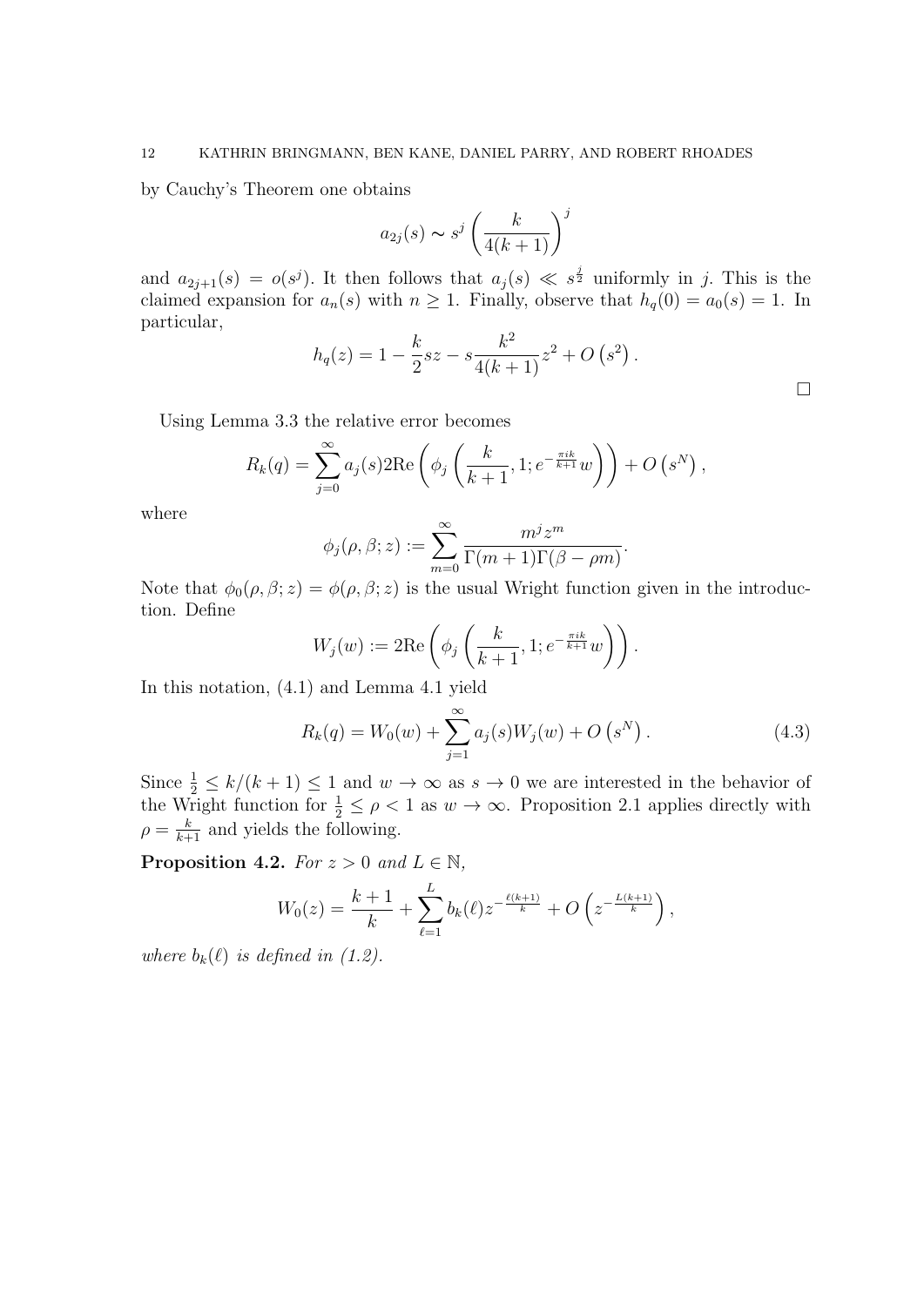by Cauchy's Theorem one obtains

$$a_{2j}(s) \sim s^j \left(\frac{k}{4(k+1)}\right)^j$$

and $a_{2j+1}(s) = o(s^j)$. It then follows that $a_j(s) \ll s^{\frac{j}{2}}$ uniformly in $j$. This is the claimed expansion for $a_n(s)$ with $n \geq 1$. Finally, observe that $h_q(0) = a_0(s) = 1$. In particular,

$$h_q(z) = 1 - \frac{k}{2}sz - s\frac{k^2}{4(k+1)}z^2 + O\left(s^2\right).$$

$\square$

Using Lemma 3.3 the relative error becomes

$$R_k(q) = \sum_{j=0}^{\infty} a_j(s) 2\mathrm{Re}\left(\phi_j\left(\frac{k}{k+1}, 1; e^{-\frac{\pi i k}{k+1}}w\right)\right) + O\left(s^N\right),$$

where

$$\phi_j(\rho, \beta; z) := \sum_{m=0}^{\infty} \frac{m^j z^m}{\Gamma(m+1)\Gamma(\beta - \rho m)}.$$

Note that $\phi_0(\rho, \beta; z) = \phi(\rho, \beta; z)$ is the usual Wright function given in the introduction. Define

$$W_j(w) := 2\mathrm{Re}\left(\phi_j\left(\frac{k}{k+1}, 1; e^{-\frac{\pi i k}{k+1}}w\right)\right).$$

In this notation, (4.1) and Lemma 4.1 yield

$$R_k(q) = W_0(w) + \sum_{j=1}^{\infty} a_j(s) W_j(w) + O\left(s^N\right). \tag{4.3}$$

Since $\frac{1}{2} \leq k/(k+1) \leq 1$ and $w \to \infty$ as $s \to 0$ we are interested in the behavior of the Wright function for $\frac{1}{2} \leq \rho < 1$ as $w \to \infty$. Proposition 2.1 applies directly with $\rho = \frac{k}{k+1}$ and yields the following.

**Proposition 4.2.** *For $z > 0$ and $L \in \mathbb{N}$,*

$$W_0(z) = \frac{k+1}{k} + \sum_{\ell=1}^{L} b_k(\ell) z^{-\frac{\ell(k+1)}{k}} + O\left(z^{-\frac{L(k+1)}{k}}\right),$$

*where $b_k(\ell)$ is defined in (1.2).*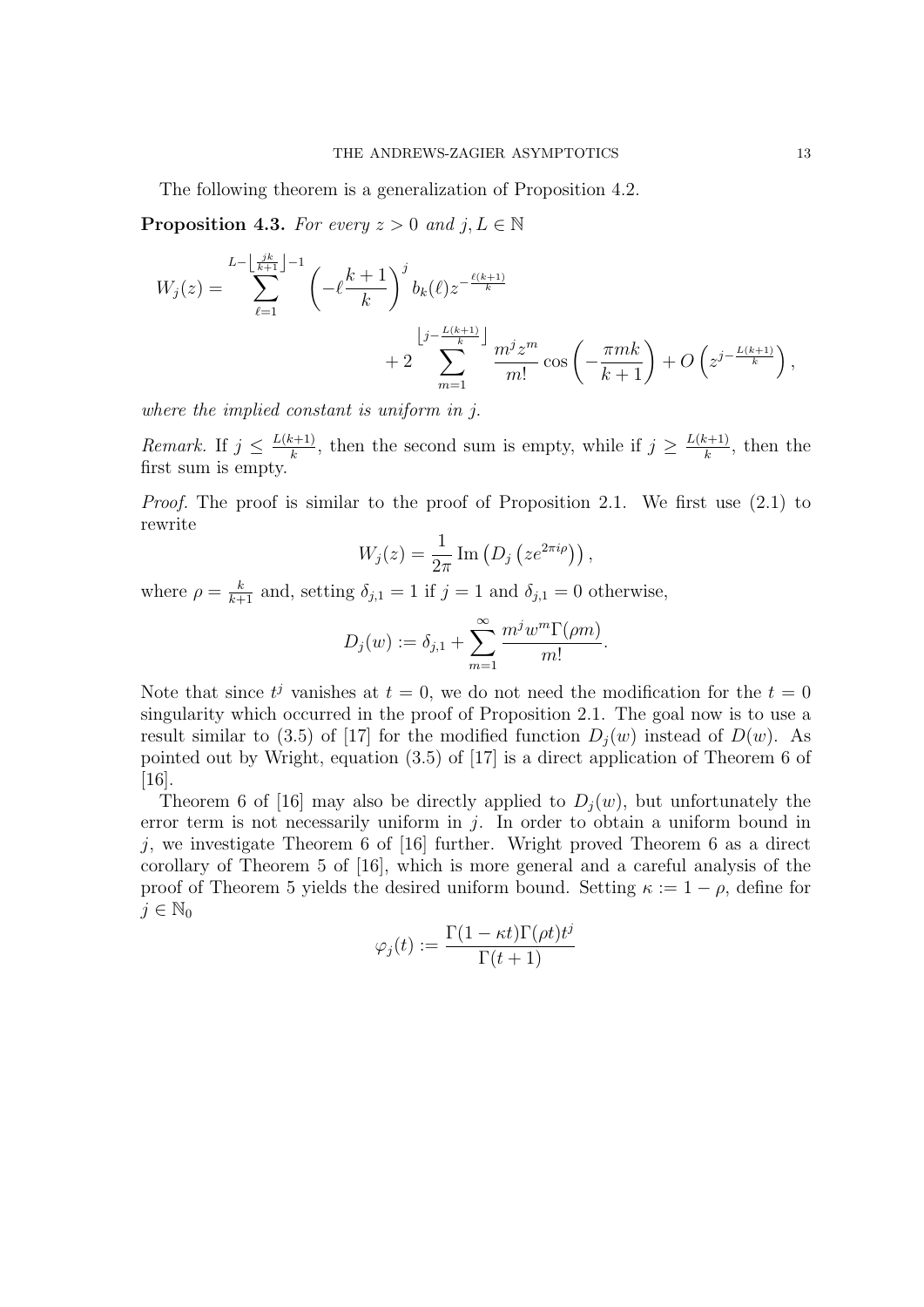The following theorem is a generalization of Proposition 4.2.

**Proposition 4.3.** *For every $z > 0$ and $j, L \in \mathbb{N}$*

$$W_j(z) = \sum_{\ell=1}^{L-\left\lfloor \frac{jk}{k+1} \right\rfloor -1} \left(-\ell \frac{k+1}{k}\right)^j b_k(\ell) z^{-\frac{\ell(k+1)}{k}} + 2 \sum_{m=1}^{\left\lfloor j - \frac{L(k+1)}{k} \right\rfloor} \frac{m^j z^m}{m!} \cos\left(-\frac{\pi m k}{k+1}\right) + O\left(z^{j-\frac{L(k+1)}{k}}\right),$$

*where the implied constant is uniform in $j$.*

*Remark.* If $j \le \frac{L(k+1)}{k}$, then the second sum is empty, while if $j \ge \frac{L(k+1)}{k}$, then the first sum is empty.

*Proof.* The proof is similar to the proof of Proposition 2.1. We first use (2.1) to rewrite

$$W_j(z) = \frac{1}{2\pi} \operatorname{Im}\left(D_j\left(z e^{2\pi i \rho}\right)\right),$$

where $\rho = \frac{k}{k+1}$ and, setting $\delta_{j,1} = 1$ if $j = 1$ and $\delta_{j,1} = 0$ otherwise,

$$D_j(w) := \delta_{j,1} + \sum_{m=1}^{\infty} \frac{m^j w^m \Gamma(\rho m)}{m!}.$$

Note that since $t^j$ vanishes at $t = 0$, we do not need the modification for the $t = 0$ singularity which occurred in the proof of Proposition 2.1. The goal now is to use a result similar to (3.5) of [17] for the modified function $D_j(w)$ instead of $D(w)$. As pointed out by Wright, equation (3.5) of [17] is a direct application of Theorem 6 of [16].

Theorem 6 of [16] may also be directly applied to $D_j(w)$, but unfortunately the error term is not necessarily uniform in $j$. In order to obtain a uniform bound in $j$, we investigate Theorem 6 of [16] further. Wright proved Theorem 6 as a direct corollary of Theorem 5 of [16], which is more general and a careful analysis of the proof of Theorem 5 yields the desired uniform bound. Setting $\kappa := 1 - \rho$, define for $j \in \mathbb{N}_0$

$$\varphi_j(t) := \frac{\Gamma(1 - \kappa t)\Gamma(\rho t) t^j}{\Gamma(t+1)}$$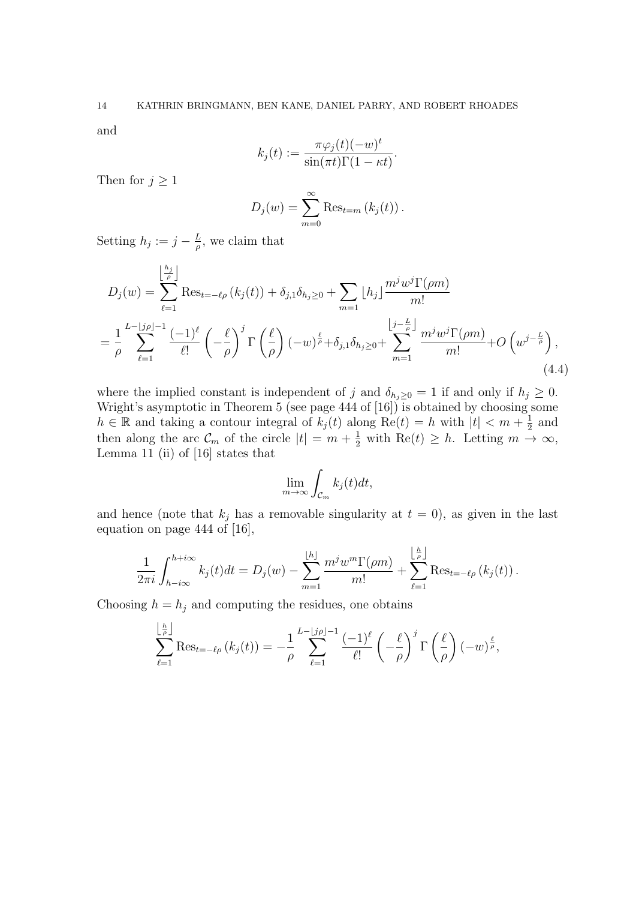and

$$k_j(t) := \frac{\pi \varphi_j(t)(-w)^t}{\sin(\pi t)\Gamma(1-\kappa t)}.$$

Then for $j \geq 1$

$$D_j(w) = \sum_{m=0}^{\infty} \mathrm{Res}_{t=m}\left(k_j(t)\right).$$

Setting $h_j := j - \frac{L}{\rho}$, we claim that

$$\begin{aligned}
D_j(w) &= \sum_{\ell=1}^{\left\lfloor \frac{h_j}{\rho} \right\rfloor} \mathrm{Res}_{t=-\ell\rho}\left(k_j(t)\right) + \delta_{j,1}\delta_{h_j \geq 0} + \sum_{m=1} \lfloor h_j \rfloor \frac{m^j w^j \Gamma(\rho m)}{m!} \\
&= \frac{1}{\rho} \sum_{\ell=1}^{L - \lfloor j\rho \rfloor - 1} \frac{(-1)^\ell}{\ell!} \left(-\frac{\ell}{\rho}\right)^j \Gamma\left(\frac{\ell}{\rho}\right) (-w)^{\frac{\ell}{\rho}} + \delta_{j,1}\delta_{h_j \geq 0} + \sum_{m=1}^{\left\lfloor j - \frac{L}{\rho} \right\rfloor} \frac{m^j w^j \Gamma(\rho m)}{m!} + O\left(w^{j - \frac{L}{\rho}}\right),
\end{aligned} \tag{4.4}$$

where the implied constant is independent of $j$ and $\delta_{h_j \geq 0} = 1$ if and only if $h_j \geq 0$. Wright's asymptotic in Theorem 5 (see page 444 of [16]) is obtained by choosing some $h \in \mathbb{R}$ and taking a contour integral of $k_j(t)$ along $\mathrm{Re}(t) = h$ with $|t| < m + \frac{1}{2}$ and then along the arc $\mathcal{C}_m$ of the circle $|t| = m + \frac{1}{2}$ with $\mathrm{Re}(t) \geq h$. Letting $m \to \infty$, Lemma 11 (ii) of [16] states that

$$\lim_{m \to \infty} \int_{\mathcal{C}_m} k_j(t) dt,$$

and hence (note that $k_j$ has a removable singularity at $t = 0$), as given in the last equation on page 444 of [16],

$$\frac{1}{2\pi i} \int_{h - i\infty}^{h + i\infty} k_j(t) dt = D_j(w) - \sum_{m=1}^{\lfloor h \rfloor} \frac{m^j w^m \Gamma(\rho m)}{m!} + \sum_{\ell=1}^{\left\lfloor \frac{h}{\rho} \right\rfloor} \mathrm{Res}_{t=-\ell\rho}\left(k_j(t)\right).$$

Choosing $h = h_j$ and computing the residues, one obtains

$$\sum_{\ell=1}^{\left\lfloor \frac{h}{\rho} \right\rfloor} \mathrm{Res}_{t=-\ell\rho}\left(k_j(t)\right) = -\frac{1}{\rho} \sum_{\ell=1}^{L - \lfloor j\rho \rfloor - 1} \frac{(-1)^\ell}{\ell!} \left(-\frac{\ell}{\rho}\right)^j \Gamma\left(\frac{\ell}{\rho}\right) (-w)^{\frac{\ell}{\rho}},$$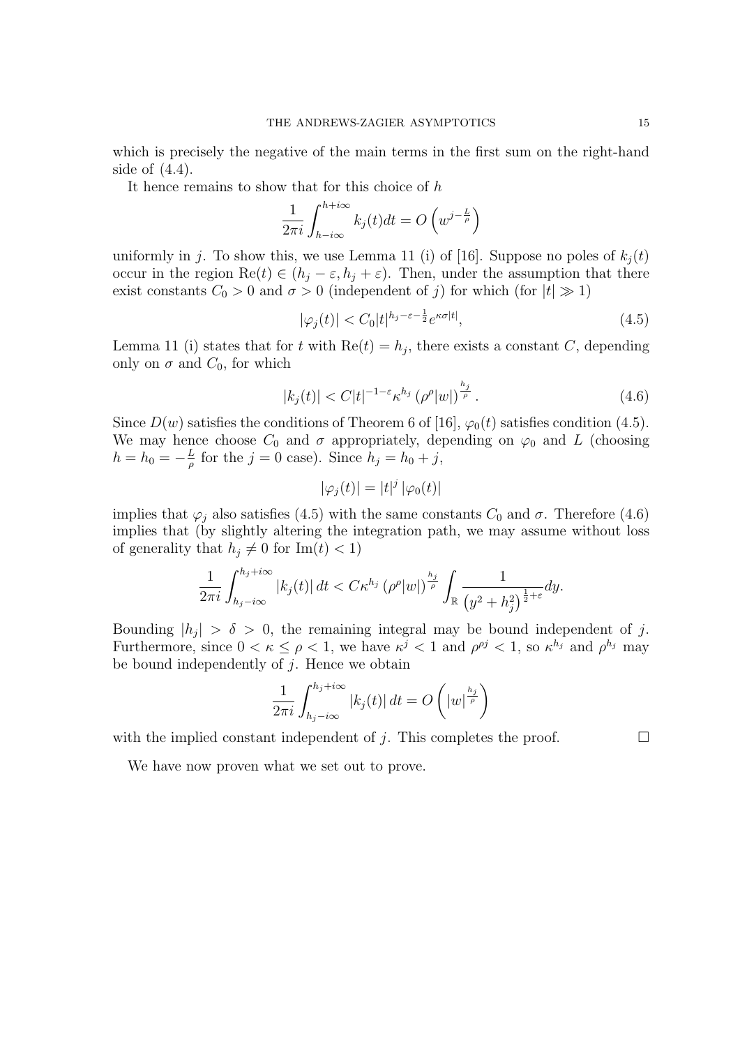which is precisely the negative of the main terms in the first sum on the right-hand side of (4.4).

It hence remains to show that for this choice of $h$

$$\frac{1}{2\pi i}\int_{h-i\infty}^{h+i\infty} k_j(t)dt = O\left(w^{j-\frac{L}{\rho}}\right)$$

uniformly in $j$. To show this, we use Lemma 11 (i) of [16]. Suppose no poles of $k_j(t)$ occur in the region $\mathrm{Re}(t) \in (h_j - \varepsilon, h_j + \varepsilon)$. Then, under the assumption that there exist constants $C_0 > 0$ and $\sigma > 0$ (independent of $j$) for which (for $|t| \gg 1$)

$$|\varphi_j(t)| < C_0 |t|^{h_j - \varepsilon - \frac{1}{2}} e^{\kappa\sigma|t|}, \tag{4.5}$$

Lemma 11 (i) states that for $t$ with $\mathrm{Re}(t) = h_j$, there exists a constant $C$, depending only on $\sigma$ and $C_0$, for which

$$|k_j(t)| < C|t|^{-1-\varepsilon}\kappa^{h_j}\left(\rho^\rho |w|\right)^{\frac{h_j}{\rho}}. \tag{4.6}$$

Since $D(w)$ satisfies the conditions of Theorem 6 of [16], $\varphi_0(t)$ satisfies condition (4.5). We may hence choose $C_0$ and $\sigma$ appropriately, depending on $\varphi_0$ and $L$ (choosing $h = h_0 = -\frac{L}{\rho}$ for the $j = 0$ case). Since $h_j = h_0 + j$,

$$|\varphi_j(t)| = |t|^j \, |\varphi_0(t)|$$

implies that $\varphi_j$ also satisfies (4.5) with the same constants $C_0$ and $\sigma$. Therefore (4.6) implies that (by slightly altering the integration path, we may assume without loss of generality that $h_j \neq 0$ for $\mathrm{Im}(t) < 1$)

$$\frac{1}{2\pi i}\int_{h_j - i\infty}^{h_j + i\infty} |k_j(t)|\, dt < C\kappa^{h_j}\left(\rho^\rho |w|\right)^{\frac{h_j}{\rho}} \int_{\mathbb{R}} \frac{1}{\left(y^2 + h_j^2\right)^{\frac{1}{2}+\varepsilon}} dy.$$

Bounding $|h_j| > \delta > 0$, the remaining integral may be bound independent of $j$. Furthermore, since $0 < \kappa \leq \rho < 1$, we have $\kappa^j < 1$ and $\rho^{\rho j} < 1$, so $\kappa^{h_j}$ and $\rho^{h_j}$ may be bound independently of $j$. Hence we obtain

$$\frac{1}{2\pi i}\int_{h_j - i\infty}^{h_j + i\infty} |k_j(t)|\, dt = O\left(|w|^{\frac{h_j}{\rho}}\right)$$

with the implied constant independent of $j$. This completes the proof. $\square$

We have now proven what we set out to prove.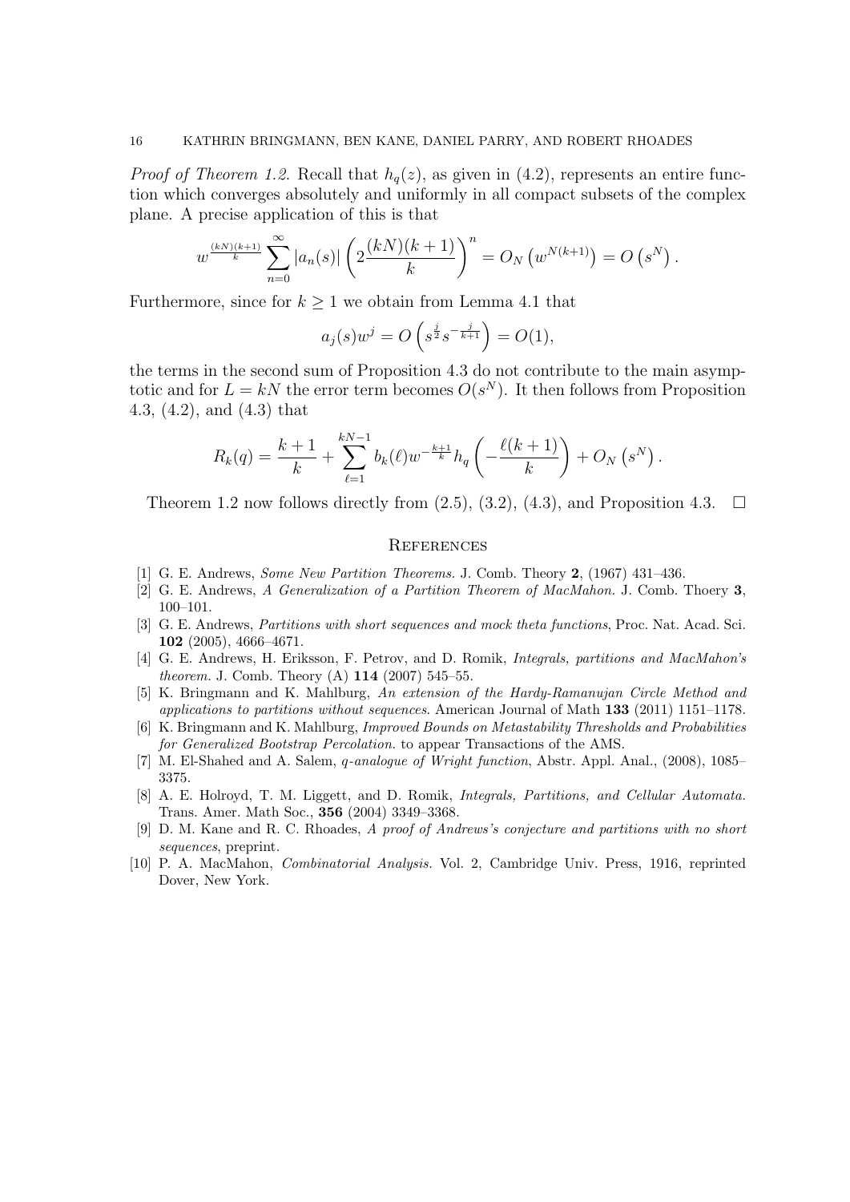*Proof of Theorem 1.2.* Recall that $h_q(z)$, as given in (4.2), represents an entire function which converges absolutely and uniformly in all compact subsets of the complex plane. A precise application of this is that

$$w^{\frac{(kN)(k+1)}{k}} \sum_{n=0}^{\infty} |a_n(s)| \left( 2\frac{(kN)(k+1)}{k} \right)^n = O_N\left(w^{N(k+1)}\right) = O\left(s^N\right).$$

Furthermore, since for $k \geq 1$ we obtain from Lemma 4.1 that

$$a_j(s) w^j = O\left(s^{\frac{j}{2}} s^{-\frac{j}{k+1}}\right) = O(1),$$

the terms in the second sum of Proposition 4.3 do not contribute to the main asymptotic and for $L = kN$ the error term becomes $O(s^N)$. It then follows from Proposition 4.3, (4.2), and (4.3) that

$$R_k(q) = \frac{k+1}{k} + \sum_{\ell=1}^{kN-1} b_k(\ell) w^{-\frac{k+1}{k}} h_q\left(-\frac{\ell(k+1)}{k}\right) + O_N\left(s^N\right).$$

Theorem 1.2 now follows directly from (2.5), (3.2), (4.3), and Proposition 4.3. $\square$

## References

[1] G. E. Andrews, *Some New Partition Theorems.* J. Comb. Theory **2**, (1967) 431–436.

[2] G. E. Andrews, *A Generalization of a Partition Theorem of MacMahon.* J. Comb. Thoery **3**, 100–101.

[3] G. E. Andrews, *Partitions with short sequences and mock theta functions*, Proc. Nat. Acad. Sci. **102** (2005), 4666–4671.

[4] G. E. Andrews, H. Eriksson, F. Petrov, and D. Romik, *Integrals, partitions and MacMahon's theorem.* J. Comb. Theory (A) **114** (2007) 545–55.

[5] K. Bringmann and K. Mahlburg, *An extension of the Hardy-Ramanujan Circle Method and applications to partitions without sequences.* American Journal of Math **133** (2011) 1151–1178.

[6] K. Bringmann and K. Mahlburg, *Improved Bounds on Metastability Thresholds and Probabilities for Generalized Bootstrap Percolation.* to appear Transactions of the AMS.

[7] M. El-Shahed and A. Salem, *q-analogue of Wright function*, Abstr. Appl. Anal., (2008), 1085–3375.

[8] A. E. Holroyd, T. M. Liggett, and D. Romik, *Integrals, Partitions, and Cellular Automata.* Trans. Amer. Math Soc., **356** (2004) 3349–3368.

[9] D. M. Kane and R. C. Rhoades, *A proof of Andrews's conjecture and partitions with no short sequences*, preprint.

[10] P. A. MacMahon, *Combinatorial Analysis.* Vol. 2, Cambridge Univ. Press, 1916, reprinted Dover, New York.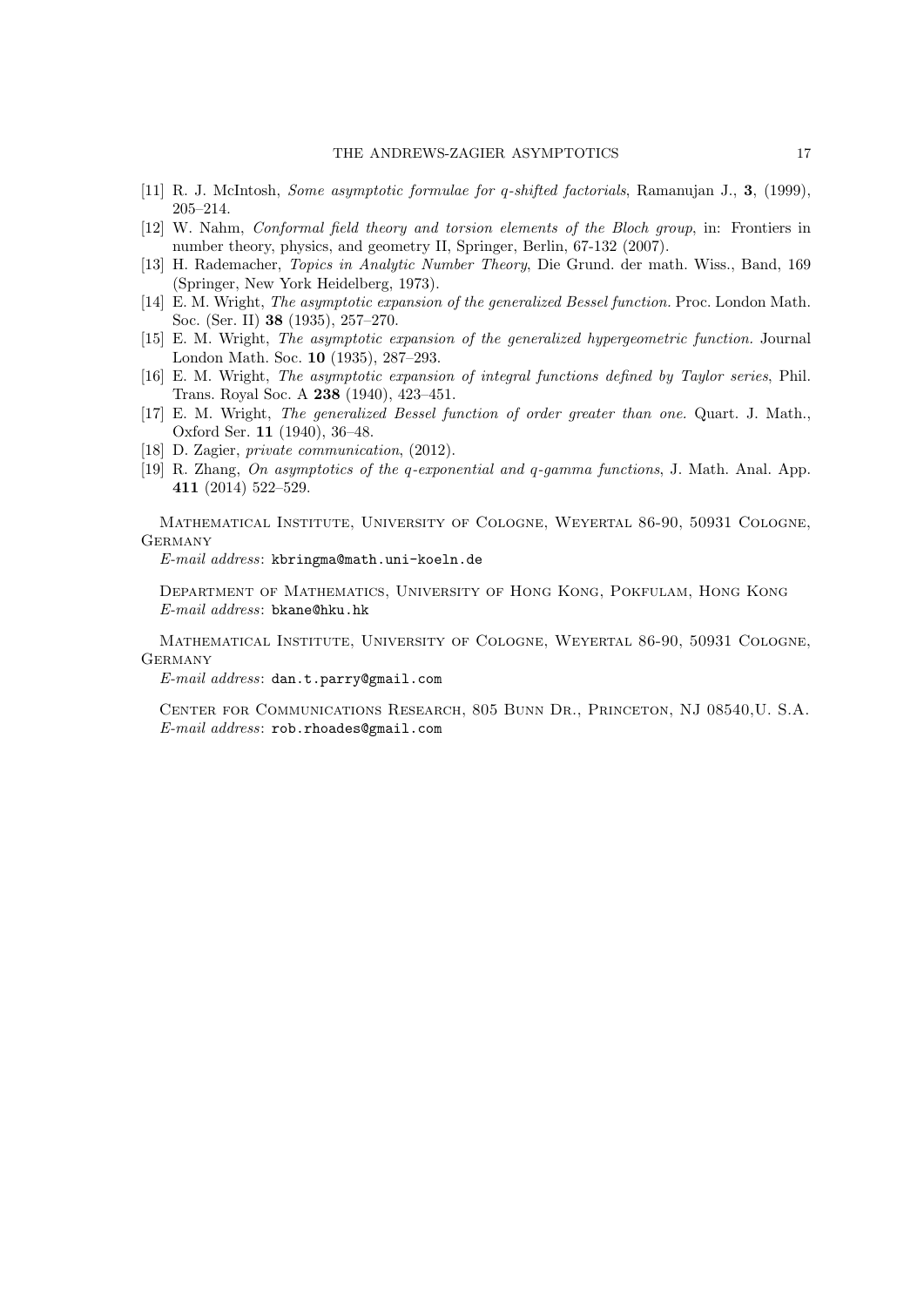[11] R. J. McIntosh, *Some asymptotic formulae for q-shifted factorials*, Ramanujan J., **3**, (1999), 205–214.

[12] W. Nahm, *Conformal field theory and torsion elements of the Bloch group*, in: Frontiers in number theory, physics, and geometry II, Springer, Berlin, 67-132 (2007).

[13] H. Rademacher, *Topics in Analytic Number Theory*, Die Grund. der math. Wiss., Band, 169 (Springer, New York Heidelberg, 1973).

[14] E. M. Wright, *The asymptotic expansion of the generalized Bessel function.* Proc. London Math. Soc. (Ser. II) **38** (1935), 257–270.

[15] E. M. Wright, *The asymptotic expansion of the generalized hypergeometric function.* Journal London Math. Soc. **10** (1935), 287–293.

[16] E. M. Wright, *The asymptotic expansion of integral functions defined by Taylor series*, Phil. Trans. Royal Soc. A **238** (1940), 423–451.

[17] E. M. Wright, *The generalized Bessel function of order greater than one.* Quart. J. Math., Oxford Ser. **11** (1940), 36–48.

[18] D. Zagier, *private communication*, (2012).

[19] R. Zhang, *On asymptotics of the q-exponential and q-gamma functions*, J. Math. Anal. App. **411** (2014) 522–529.

Mathematical Institute, University of Cologne, Weyertal 86-90, 50931 Cologne, Germany

*E-mail address*: kbringma@math.uni-koeln.de

Department of Mathematics, University of Hong Kong, Pokfulam, Hong Kong

*E-mail address*: bkane@hku.hk

Mathematical Institute, University of Cologne, Weyertal 86-90, 50931 Cologne, Germany

*E-mail address*: dan.t.parry@gmail.com

Center for Communications Research, 805 Bunn Dr., Princeton, NJ 08540,U. S.A.

*E-mail address*: rob.rhoades@gmail.com